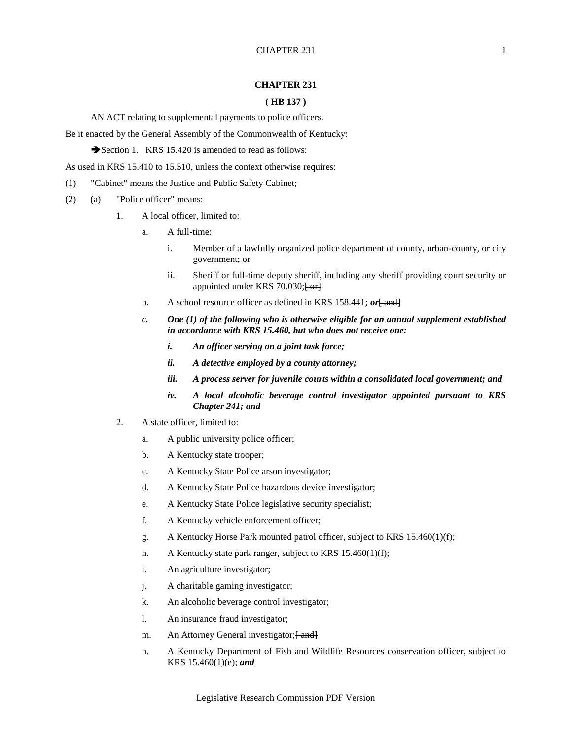# CHAPTER 231

**( HB 137 )**

AN ACT relating to supplemental payments to police officers.

Be it enacted by the General Assembly of the Commonwealth of Kentucky:

➔Section 1. KRS 15.420 is amended to read as follows:

As used in KRS 15.410 to 15.510, unless the context otherwise requires:

(1) "Cabinet" means the Justice and Public Safety Cabinet;

(2) (a) "Police officer" means:

1. A local officer, limited to:

   a. A full-time:

      i. Member of a lawfully organized police department of county, urban-county, or city government; or

      ii. Sheriff or full-time deputy sheriff, including any sheriff providing court security or appointed under KRS 70.030;~~[ or]~~

   b. A school resource officer as defined in KRS 158.441; ***or***~~[ and]~~

   ***c. One (1) of the following who is otherwise eligible for an annual supplement established in accordance with KRS 15.460, but who does not receive one:***

      ***i. An officer serving on a joint task force;***

      ***ii. A detective employed by a county attorney;***

      ***iii. A process server for juvenile courts within a consolidated local government; and***

      ***iv. A local alcoholic beverage control investigator appointed pursuant to KRS Chapter 241; and***

2. A state officer, limited to:

   a. A public university police officer;

   b. A Kentucky state trooper;

   c. A Kentucky State Police arson investigator;

   d. A Kentucky State Police hazardous device investigator;

   e. A Kentucky State Police legislative security specialist;

   f. A Kentucky vehicle enforcement officer;

   g. A Kentucky Horse Park mounted patrol officer, subject to KRS 15.460(1)(f);

   h. A Kentucky state park ranger, subject to KRS 15.460(1)(f);

   i. An agriculture investigator;

   j. A charitable gaming investigator;

   k. An alcoholic beverage control investigator;

   l. An insurance fraud investigator;

   m. An Attorney General investigator;~~[ and]~~

   n. A Kentucky Department of Fish and Wildlife Resources conservation officer, subject to KRS 15.460(1)(e); ***and***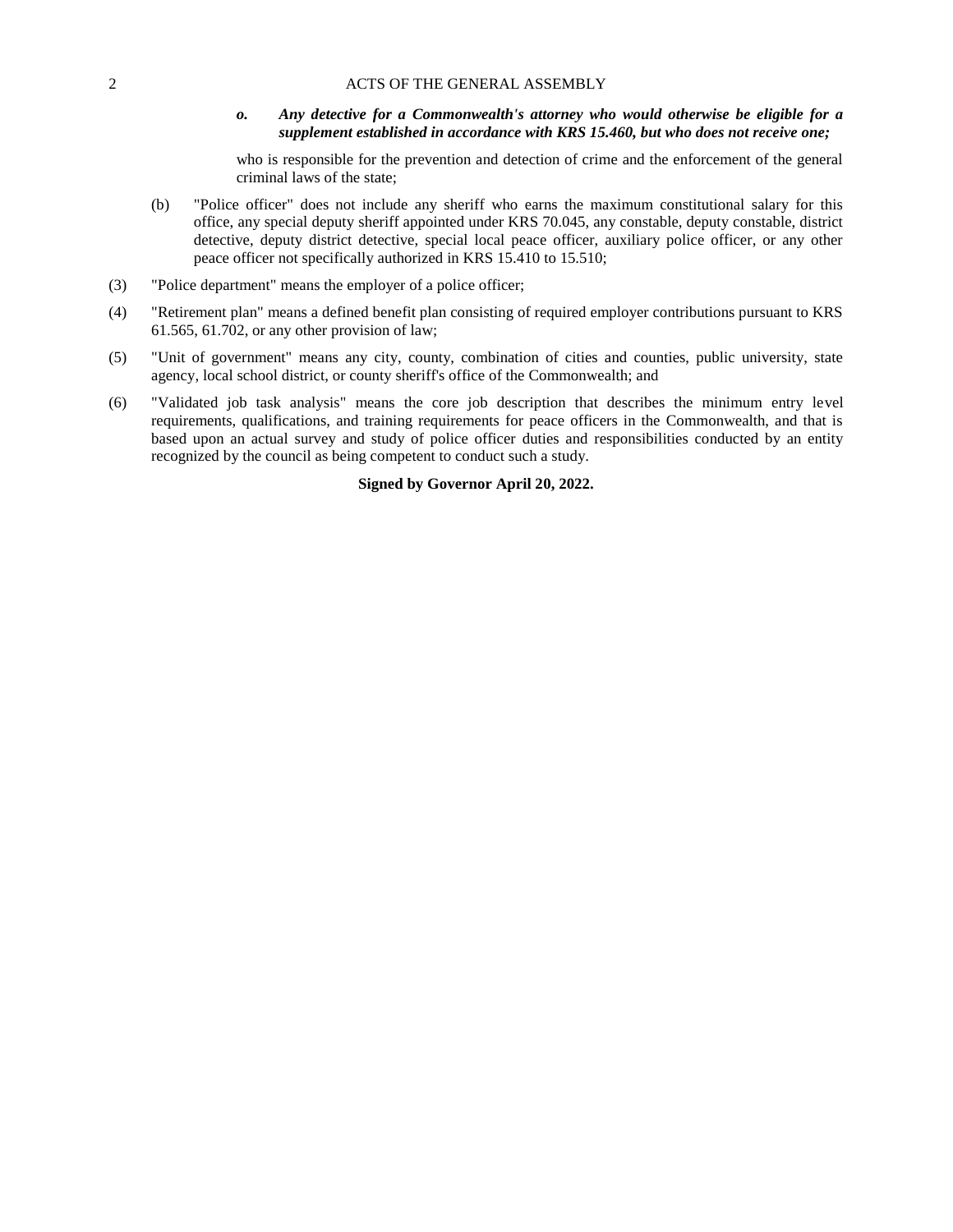***o. Any detective for a Commonwealth's attorney who would otherwise be eligible for a supplement established in accordance with KRS 15.460, but who does not receive one;***

who is responsible for the prevention and detection of crime and the enforcement of the general criminal laws of the state;

(b) "Police officer" does not include any sheriff who earns the maximum constitutional salary for this office, any special deputy sheriff appointed under KRS 70.045, any constable, deputy constable, district detective, deputy district detective, special local peace officer, auxiliary police officer, or any other peace officer not specifically authorized in KRS 15.410 to 15.510;

(3) "Police department" means the employer of a police officer;

(4) "Retirement plan" means a defined benefit plan consisting of required employer contributions pursuant to KRS 61.565, 61.702, or any other provision of law;

(5) "Unit of government" means any city, county, combination of cities and counties, public university, state agency, local school district, or county sheriff's office of the Commonwealth; and

(6) "Validated job task analysis" means the core job description that describes the minimum entry level requirements, qualifications, and training requirements for peace officers in the Commonwealth, and that is based upon an actual survey and study of police officer duties and responsibilities conducted by an entity recognized by the council as being competent to conduct such a study.

**Signed by Governor April 20, 2022.**